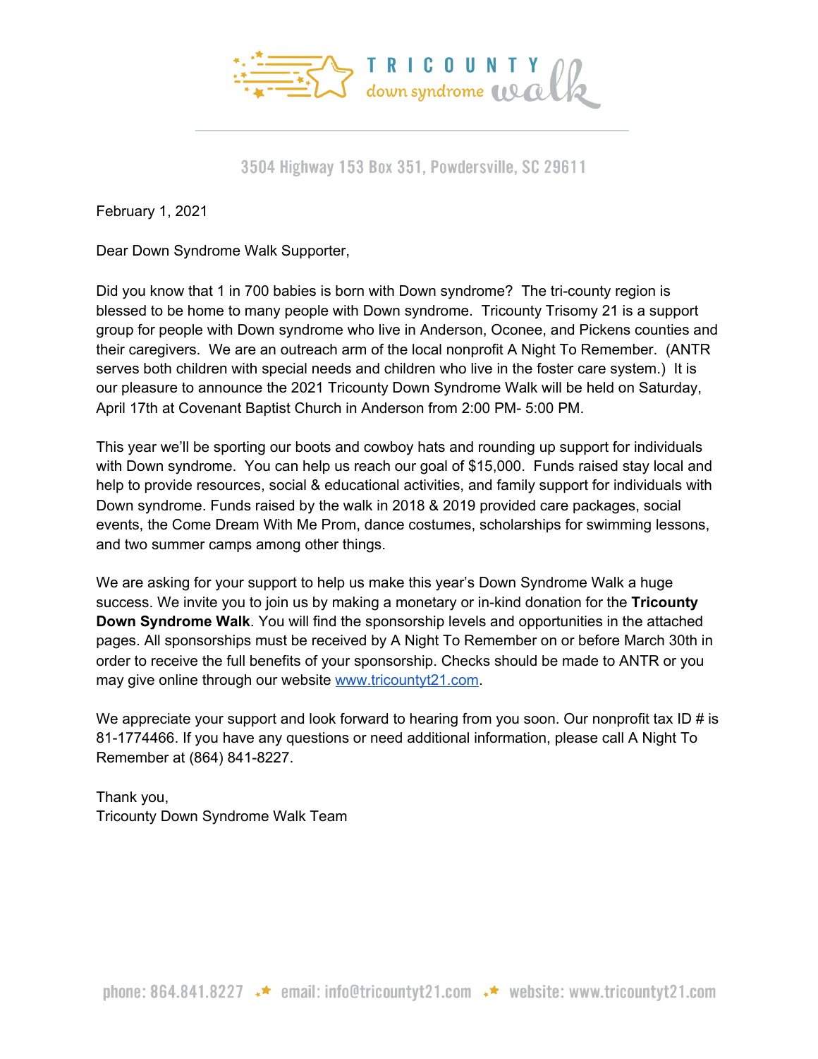TRICOUNTY down syndrome walk

3504 Highway 153 Box 351, Powdersville, SC 29611

February 1, 2021

Dear Down Syndrome Walk Supporter,

Did you know that 1 in 700 babies is born with Down syndrome? The tri-county region is blessed to be home to many people with Down syndrome. Tricounty Trisomy 21 is a support group for people with Down syndrome who live in Anderson, Oconee, and Pickens counties and their caregivers. We are an outreach arm of the local nonprofit A Night To Remember. (ANTR serves both children with special needs and children who live in the foster care system.) It is our pleasure to announce the 2021 Tricounty Down Syndrome Walk will be held on Saturday, April 17th at Covenant Baptist Church in Anderson from 2:00 PM- 5:00 PM.

This year we'll be sporting our boots and cowboy hats and rounding up support for individuals with Down syndrome. You can help us reach our goal of $15,000. Funds raised stay local and help to provide resources, social & educational activities, and family support for individuals with Down syndrome. Funds raised by the walk in 2018 & 2019 provided care packages, social events, the Come Dream With Me Prom, dance costumes, scholarships for swimming lessons, and two summer camps among other things.

We are asking for your support to help us make this year's Down Syndrome Walk a huge success. We invite you to join us by making a monetary or in-kind donation for the **Tricounty Down Syndrome Walk**. You will find the sponsorship levels and opportunities in the attached pages. All sponsorships must be received by A Night To Remember on or before March 30th in order to receive the full benefits of your sponsorship. Checks should be made to ANTR or you may give online through our website www.tricountyt21.com.

We appreciate your support and look forward to hearing from you soon. Our nonprofit tax ID # is 81-1774466. If you have any questions or need additional information, please call A Night To Remember at (864) 841-8227.

Thank you,
Tricounty Down Syndrome Walk Team

phone: 864.841.8227 email: info@tricountyt21.com website: www.tricountyt21.com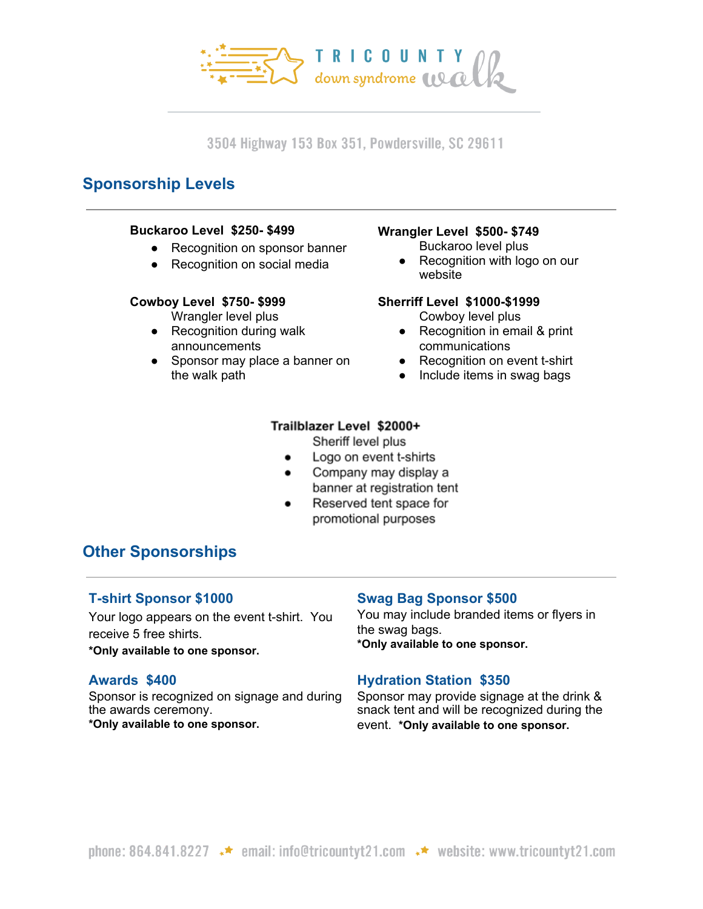TRICOUNTY down syndrome walk

3504 Highway 153 Box 351, Powdersville, SC 29611

## Sponsorship Levels

**Buckaroo Level $250- $499**

- Recognition on sponsor banner
- Recognition on social media

**Wrangler Level $500- $749**

Buckaroo level plus

- Recognition with logo on our website

**Cowboy Level $750- $999**

Wrangler level plus

- Recognition during walk announcements
- Sponsor may place a banner on the walk path

**Sherriff Level $1000-$1999**

Cowboy level plus

- Recognition in email & print communications
- Recognition on event t-shirt
- Include items in swag bags

**Trailblazer Level $2000+**

Sheriff level plus

- Logo on event t-shirts
- Company may display a banner at registration tent
- Reserved tent space for promotional purposes

## Other Sponsorships

### T-shirt Sponsor $1000

Your logo appears on the event t-shirt. You receive 5 free shirts.

**\*Only available to one sponsor.**

### Swag Bag Sponsor $500

You may include branded items or flyers in the swag bags.

**\*Only available to one sponsor.**

### Awards $400

Sponsor is recognized on signage and during the awards ceremony.

**\*Only available to one sponsor.**

### Hydration Station $350

Sponsor may provide signage at the drink & snack tent and will be recognized during the event. **\*Only available to one sponsor.**

phone: 864.841.8227 email: info@tricountyt21.com website: www.tricountyt21.com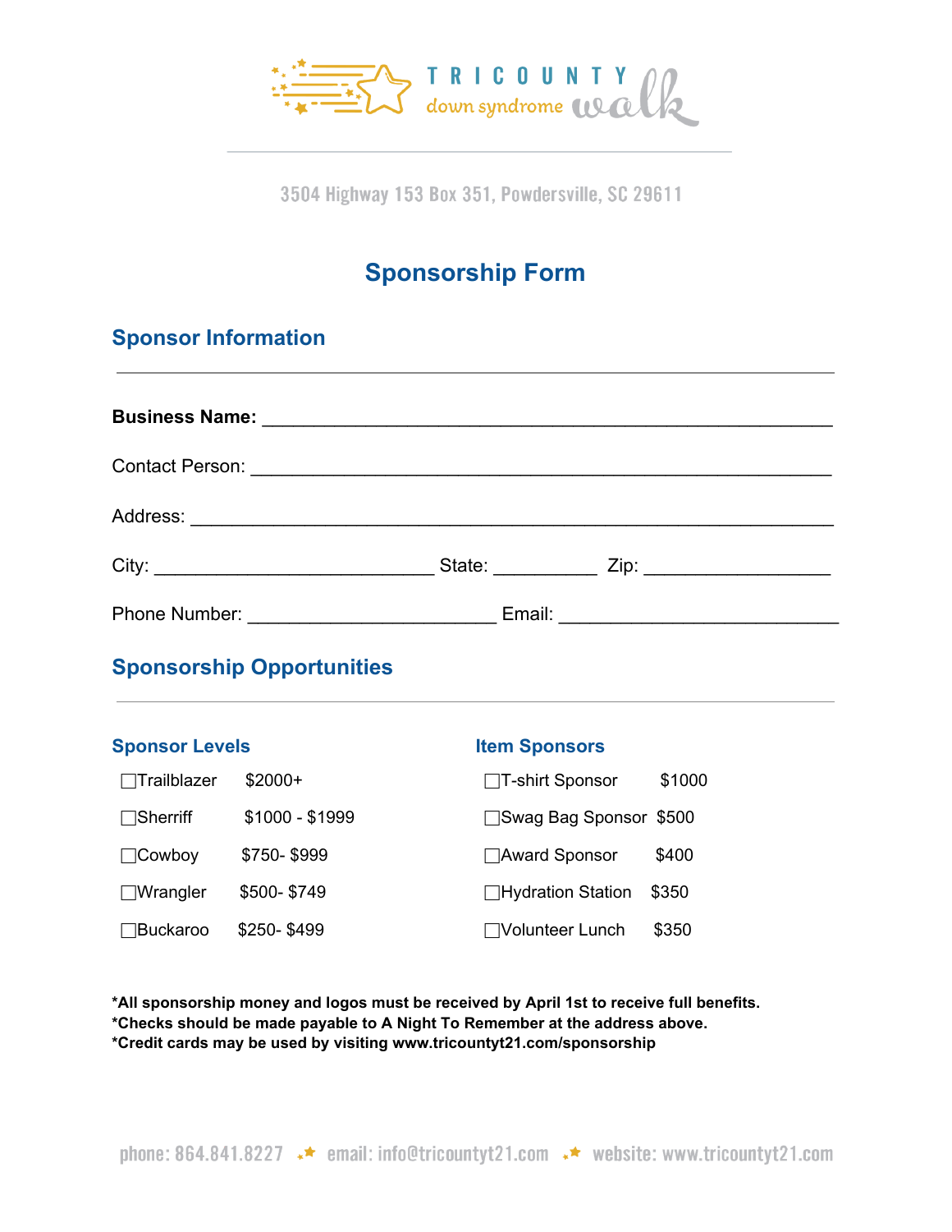TRICOUNTY down syndrome walk

3504 Highway 153 Box 351, Powdersville, SC 29611

# Sponsorship Form

## Sponsor Information

**Business Name:** ______________________________________________

Contact Person: ______________________________________________

Address: ______________________________________________

City: ________________________ State: __________ Zip: __________________

Phone Number: _______________________ Email: __________________________

## Sponsorship Opportunities

### Sponsor Levels

- ☐Trailblazer $2000+
- ☐Sherriff $1000 - $1999
- ☐Cowboy $750- $999
- ☐Wrangler $500- $749
- ☐Buckaroo $250- $499

### Item Sponsors

- ☐T-shirt Sponsor $1000
- ☐Swag Bag Sponsor $500
- ☐Award Sponsor $400
- ☐Hydration Station $350
- ☐Volunteer Lunch $350

**\*All sponsorship money and logos must be received by April 1st to receive full benefits.**
**\*Checks should be made payable to A Night To Remember at the address above.**
**\*Credit cards may be used by visiting www.tricountyt21.com/sponsorship**

phone: 864.841.8227 email: info@tricountyt21.com website: www.tricountyt21.com